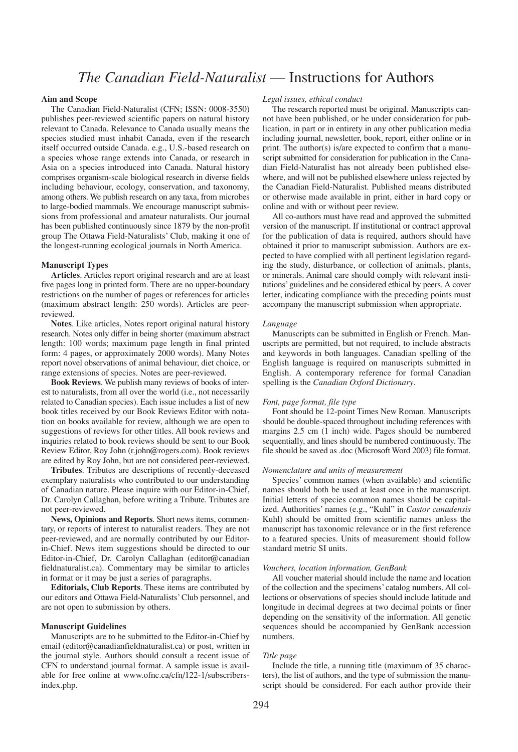# *The Canadian Field-Naturalist* — Instructions for Authors

### Aim and Scope

The Canadian Field-Naturalist (CFN; ISSN: 0008-3550) publishes peer-reviewed scientific papers on natural history relevant to Canada. Relevance to Canada usually means the species studied must inhabit Canada, even if the research itself occurred outside Canada. e.g., U.S.-based research on a species whose range extends into Canada, or research in Asia on a species introduced into Canada. Natural history comprises organism-scale biological research in diverse fields including behaviour, ecology, conservation, and taxonomy, among others. We publish research on any taxa, from microbes to large-bodied mammals. We encourage manuscript submissions from professional and amateur naturalists. Our journal has been published continuously since 1879 by the non-profit group The Ottawa Field-Naturalists' Club, making it one of the longest-running ecological journals in North America.

### Manuscript Types

**Articles**. Articles report original research and are at least five pages long in printed form. There are no upper-boundary restrictions on the number of pages or references for articles (maximum abstract length: 250 words). Articles are peer-reviewed.

**Notes**. Like articles, Notes report original natural history research. Notes only differ in being shorter (maximum abstract length: 100 words; maximum page length in final printed form: 4 pages, or approximately 2000 words). Many Notes report novel observations of animal behaviour, diet choice, or range extensions of species. Notes are peer-reviewed.

**Book Reviews**. We publish many reviews of books of interest to naturalists, from all over the world (i.e., not necessarily related to Canadian species). Each issue includes a list of new book titles received by our Book Reviews Editor with notation on books available for review, although we are open to suggestions of reviews for other titles. All book reviews and inquiries related to book reviews should be sent to our Book Review Editor, Roy John (r.john@rogers.com). Book reviews are edited by Roy John, but are not considered peer-reviewed.

**Tributes**. Tributes are descriptions of recently-deceased exemplary naturalists who contributed to our understanding of Canadian nature. Please inquire with our Editor-in-Chief, Dr. Carolyn Callaghan, before writing a Tribute. Tributes are not peer-reviewed.

**News, Opinions and Reports**. Short news items, commentary, or reports of interest to naturalist readers. They are not peer-reviewed, and are normally contributed by our Editor-in-Chief. News item suggestions should be directed to our Editor-in-Chief, Dr. Carolyn Callaghan (editor@canadianfieldnaturalist.ca). Commentary may be similar to articles in format or it may be just a series of paragraphs.

**Editorials, Club Reports**. These items are contributed by our editors and Ottawa Field-Naturalists' Club personnel, and are not open to submission by others.

### Manuscript Guidelines

Manuscripts are to be submitted to the Editor-in-Chief by email (editor@canadianfieldnaturalist.ca) or post, written in the journal style. Authors should consult a recent issue of CFN to understand journal format. A sample issue is available for free online at www.ofnc.ca/cfn/122-1/subscribers-index.php.

*Legal issues, ethical conduct*

The research reported must be original. Manuscripts cannot have been published, or be under consideration for publication, in part or in entirety in any other publication media including journal, newsletter, book, report, either online or in print. The author(s) is/are expected to confirm that a manuscript submitted for consideration for publication in the Canadian Field-Naturalist has not already been published elsewhere, and will not be published elsewhere unless rejected by the Canadian Field-Naturalist. Published means distributed or otherwise made available in print, either in hard copy or online and with or without peer review.

All co-authors must have read and approved the submitted version of the manuscript. If institutional or contract approval for the publication of data is required, authors should have obtained it prior to manuscript submission. Authors are expected to have complied with all pertinent legislation regarding the study, disturbance, or collection of animals, plants, or minerals. Animal care should comply with relevant institutions' guidelines and be considered ethical by peers. A cover letter, indicating compliance with the preceding points must accompany the manuscript submission when appropriate.

*Language*

Manuscripts can be submitted in English or French. Manuscripts are permitted, but not required, to include abstracts and keywords in both languages. Canadian spelling of the English language is required on manuscripts submitted in English. A contemporary reference for formal Canadian spelling is the *Canadian Oxford Dictionary*.

*Font, page format, file type*

Font should be 12-point Times New Roman. Manuscripts should be double-spaced throughout including references with margins 2.5 cm (1 inch) wide. Pages should be numbered sequentially, and lines should be numbered continuously. The file should be saved as .doc (Microsoft Word 2003) file format.

*Nomenclature and units of measurement*

Species' common names (when available) and scientific names should both be used at least once in the manuscript. Initial letters of species common names should be capitalized. Authorities' names (e.g., "Kuhl" in *Castor canadensis* Kuhl) should be omitted from scientific names unless the manuscript has taxonomic relevance or in the first reference to a featured species. Units of measurement should follow standard metric SI units.

*Vouchers, location information, GenBank*

All voucher material should include the name and location of the collection and the specimens' catalog numbers. All collections or observations of species should include latitude and longitude in decimal degrees at two decimal points or finer depending on the sensitivity of the information. All genetic sequences should be accompanied by GenBank accession numbers.

*Title page*

Include the title, a running title (maximum of 35 characters), the list of authors, and the type of submission the manuscript should be considered. For each author provide their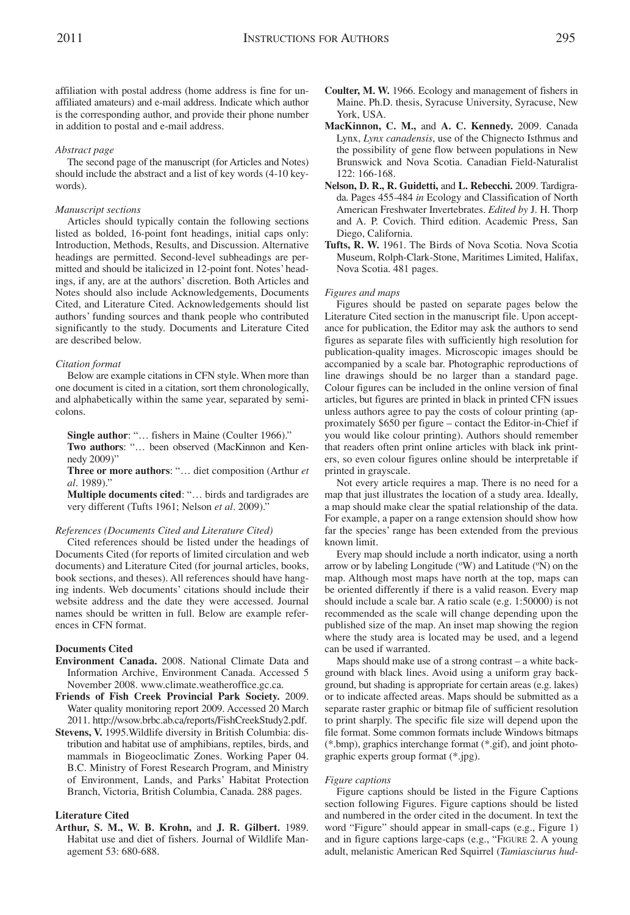affiliation with postal address (home address is fine for unaffiliated amateurs) and e-mail address. Indicate which author is the corresponding author, and provide their phone number in addition to postal and e-mail address.

*Abstract page*

The second page of the manuscript (for Articles and Notes) should include the abstract and a list of key words (4-10 keywords).

*Manuscript sections*

Articles should typically contain the following sections listed as bolded, 16-point font headings, initial caps only: Introduction, Methods, Results, and Discussion. Alternative headings are permitted. Second-level subheadings are permitted and should be italicized in 12-point font. Notes' headings, if any, are at the authors' discretion. Both Articles and Notes should also include Acknowledgements, Documents Cited, and Literature Cited. Acknowledgements should list authors' funding sources and thank people who contributed significantly to the study. Documents and Literature Cited are described below.

*Citation format*

Below are example citations in CFN style. When more than one document is cited in a citation, sort them chronologically, and alphabetically within the same year, separated by semicolons.

**Single author**: "… fishers in Maine (Coulter 1966)."
**Two authors**: "… been observed (MacKinnon and Kennedy 2009)"
**Three or more authors**: "… diet composition (Arthur *et al*. 1989)."
**Multiple documents cited**: "… birds and tardigrades are very different (Tufts 1961; Nelson *et al*. 2009)."

*References (Documents Cited and Literature Cited)*

Cited references should be listed under the headings of Documents Cited (for reports of limited circulation and web documents) and Literature Cited (for journal articles, books, book sections, and theses). All references should have hanging indents. Web documents' citations should include their website address and the date they were accessed. Journal names should be written in full. Below are example references in CFN format.

**Documents Cited**

**Environment Canada.** 2008. National Climate Data and Information Archive, Environment Canada. Accessed 5 November 2008. www.climate.weatheroffice.gc.ca.

**Friends of Fish Creek Provincial Park Society.** 2009. Water quality monitoring report 2009. Accessed 20 March 2011. http://wsow.brbc.ab.ca/reports/FishCreekStudy2.pdf.

**Stevens, V.** 1995. Wildlife diversity in British Columbia: distribution and habitat use of amphibians, reptiles, birds, and mammals in Biogeoclimatic Zones. Working Paper 04. B.C. Ministry of Forest Research Program, and Ministry of Environment, Lands, and Parks' Habitat Protection Branch, Victoria, British Columbia, Canada. 288 pages.

**Literature Cited**

**Arthur, S. M., W. B. Krohn,** and **J. R. Gilbert.** 1989. Habitat use and diet of fishers. Journal of Wildlife Management 53: 680-688.

**Coulter, M. W.** 1966. Ecology and management of fishers in Maine. Ph.D. thesis, Syracuse University, Syracuse, New York, USA.

**MacKinnon, C. M.,** and **A. C. Kennedy.** 2009. Canada Lynx, *Lynx canadensis*, use of the Chignecto Isthmus and the possibility of gene flow between populations in New Brunswick and Nova Scotia. Canadian Field-Naturalist 122: 166-168.

**Nelson, D. R., R. Guidetti,** and **L. Rebecchi.** 2009. Tardigrada. Pages 455-484 *in* Ecology and Classification of North American Freshwater Invertebrates. *Edited by* J. H. Thorp and A. P. Covich. Third edition. Academic Press, San Diego, California.

**Tufts, R. W.** 1961. The Birds of Nova Scotia. Nova Scotia Museum, Rolph-Clark-Stone, Maritimes Limited, Halifax, Nova Scotia. 481 pages.

*Figures and maps*

Figures should be pasted on separate pages below the Literature Cited section in the manuscript file. Upon acceptance for publication, the Editor may ask the authors to send figures as separate files with sufficiently high resolution for publication-quality images. Microscopic images should be accompanied by a scale bar. Photographic reproductions of line drawings should be no larger than a standard page. Colour figures can be included in the online version of final articles, but figures are printed in black in printed CFN issues unless authors agree to pay the costs of colour printing (approximately $650 per figure – contact the Editor-in-Chief if you would like colour printing). Authors should remember that readers often print online articles with black ink printers, so even colour figures online should be interpretable if printed in grayscale.

Not every article requires a map. There is no need for a map that just illustrates the location of a study area. Ideally, a map should make clear the spatial relationship of the data. For example, a paper on a range extension should show how far the species' range has been extended from the previous known limit.

Every map should include a north indicator, using a north arrow or by labeling Longitude (ºW) and Latitude (ºN) on the map. Although most maps have north at the top, maps can be oriented differently if there is a valid reason. Every map should include a scale bar. A ratio scale (e.g. 1:50000) is not recommended as the scale will change depending upon the published size of the map. An inset map showing the region where the study area is located may be used, and a legend can be used if warranted.

Maps should make use of a strong contrast – a white background with black lines. Avoid using a uniform gray background, but shading is appropriate for certain areas (e.g. lakes) or to indicate affected areas. Maps should be submitted as a separate raster graphic or bitmap file of sufficient resolution to print sharply. The specific file size will depend upon the file format. Some common formats include Windows bitmaps (*.bmp), graphics interchange format (*.gif), and joint photographic experts group format (*.jpg).

*Figure captions*

Figure captions should be listed in the Figure Captions section following Figures. Figure captions should be listed and numbered in the order cited in the document. In text the word "Figure" should appear in small-caps (e.g., Figure 1) and in figure captions large-caps (e.g., "FIGURE 2. A young adult, melanistic American Red Squirrel (*Tamiasciurus hud-*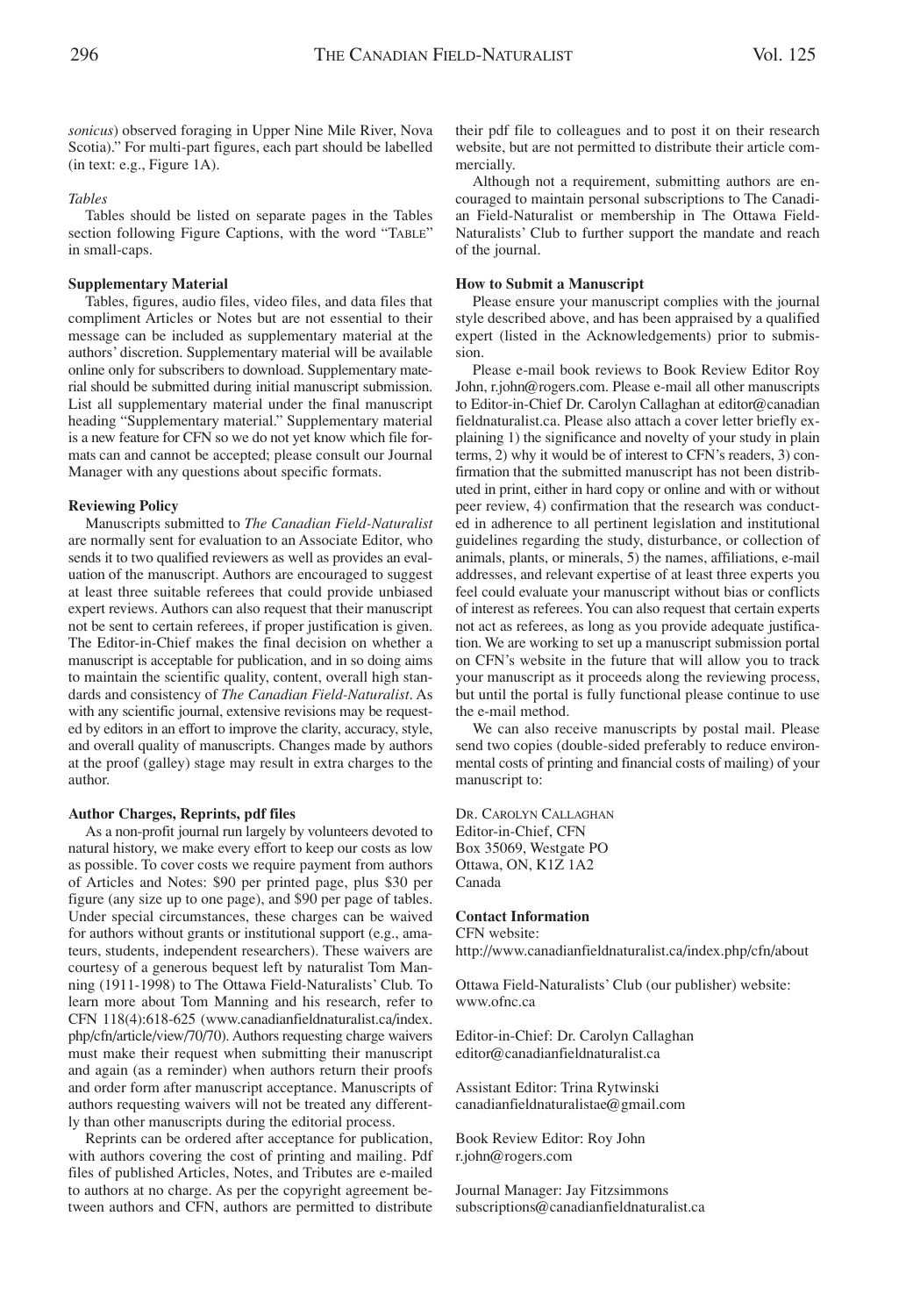*sonicus*) observed foraging in Upper Nine Mile River, Nova Scotia)." For multi-part figures, each part should be labelled (in text: e.g., Figure 1A).

*Tables*

Tables should be listed on separate pages in the Tables section following Figure Captions, with the word "TABLE" in small-caps.

**Supplementary Material**

Tables, figures, audio files, video files, and data files that compliment Articles or Notes but are not essential to their message can be included as supplementary material at the authors' discretion. Supplementary material will be available online only for subscribers to download. Supplementary material should be submitted during initial manuscript submission. List all supplementary material under the final manuscript heading "Supplementary material." Supplementary material is a new feature for CFN so we do not yet know which file formats can and cannot be accepted; please consult our Journal Manager with any questions about specific formats.

**Reviewing Policy**

Manuscripts submitted to *The Canadian Field-Naturalist* are normally sent for evaluation to an Associate Editor, who sends it to two qualified reviewers as well as provides an evaluation of the manuscript. Authors are encouraged to suggest at least three suitable referees that could provide unbiased expert reviews. Authors can also request that their manuscript not be sent to certain referees, if proper justification is given. The Editor-in-Chief makes the final decision on whether a manuscript is acceptable for publication, and in so doing aims to maintain the scientific quality, content, overall high standards and consistency of *The Canadian Field-Naturalist*. As with any scientific journal, extensive revisions may be requested by editors in an effort to improve the clarity, accuracy, style, and overall quality of manuscripts. Changes made by authors at the proof (galley) stage may result in extra charges to the author.

**Author Charges, Reprints, pdf files**

As a non-profit journal run largely by volunteers devoted to natural history, we make every effort to keep our costs as low as possible. To cover costs we require payment from authors of Articles and Notes: $90 per printed page, plus $30 per figure (any size up to one page), and $90 per page of tables. Under special circumstances, these charges can be waived for authors without grants or institutional support (e.g., amateurs, students, independent researchers). These waivers are courtesy of a generous bequest left by naturalist Tom Manning (1911-1998) to The Ottawa Field-Naturalists' Club. To learn more about Tom Manning and his research, refer to CFN 118(4):618-625 (www.canadianfieldnaturalist.ca/index.php/cfn/article/view/70/70). Authors requesting charge waivers must make their request when submitting their manuscript and again (as a reminder) when authors return their proofs and order form after manuscript acceptance. Manuscripts of authors requesting waivers will not be treated any differently than other manuscripts during the editorial process.

Reprints can be ordered after acceptance for publication, with authors covering the cost of printing and mailing. Pdf files of published Articles, Notes, and Tributes are e-mailed to authors at no charge. As per the copyright agreement between authors and CFN, authors are permitted to distribute their pdf file to colleagues and to post it on their research website, but are not permitted to distribute their article commercially.

Although not a requirement, submitting authors are encouraged to maintain personal subscriptions to The Canadian Field-Naturalist or membership in The Ottawa Field-Naturalists' Club to further support the mandate and reach of the journal.

**How to Submit a Manuscript**

Please ensure your manuscript complies with the journal style described above, and has been appraised by a qualified expert (listed in the Acknowledgements) prior to submission.

Please e-mail book reviews to Book Review Editor Roy John, r.john@rogers.com. Please e-mail all other manuscripts to Editor-in-Chief Dr. Carolyn Callaghan at editor@canadianfieldnaturalist.ca. Please also attach a cover letter briefly explaining 1) the significance and novelty of your study in plain terms, 2) why it would be of interest to CFN's readers, 3) confirmation that the submitted manuscript has not been distributed in print, either in hard copy or online and with or without peer review, 4) confirmation that the research was conducted in adherence to all pertinent legislation and institutional guidelines regarding the study, disturbance, or collection of animals, plants, or minerals, 5) the names, affiliations, e-mail addresses, and relevant expertise of at least three experts you feel could evaluate your manuscript without bias or conflicts of interest as referees. You can also request that certain experts not act as referees, as long as you provide adequate justification. We are working to set up a manuscript submission portal on CFN's website in the future that will allow you to track your manuscript as it proceeds along the reviewing process, but until the portal is fully functional please continue to use the e-mail method.

We can also receive manuscripts by postal mail. Please send two copies (double-sided preferably to reduce environmental costs of printing and financial costs of mailing) of your manuscript to:

DR. CAROLYN CALLAGHAN
Editor-in-Chief, CFN
Box 35069, Westgate PO
Ottawa, ON, K1Z 1A2
Canada

**Contact Information**

CFN website:
http://www.canadianfieldnaturalist.ca/index.php/cfn/about

Ottawa Field-Naturalists' Club (our publisher) website:
www.ofnc.ca

Editor-in-Chief: Dr. Carolyn Callaghan
editor@canadianfieldnaturalist.ca

Assistant Editor: Trina Rytwinski
canadianfieldnaturalistae@gmail.com

Book Review Editor: Roy John
r.john@rogers.com

Journal Manager: Jay Fitzsimmons
subscriptions@canadianfieldnaturalist.ca